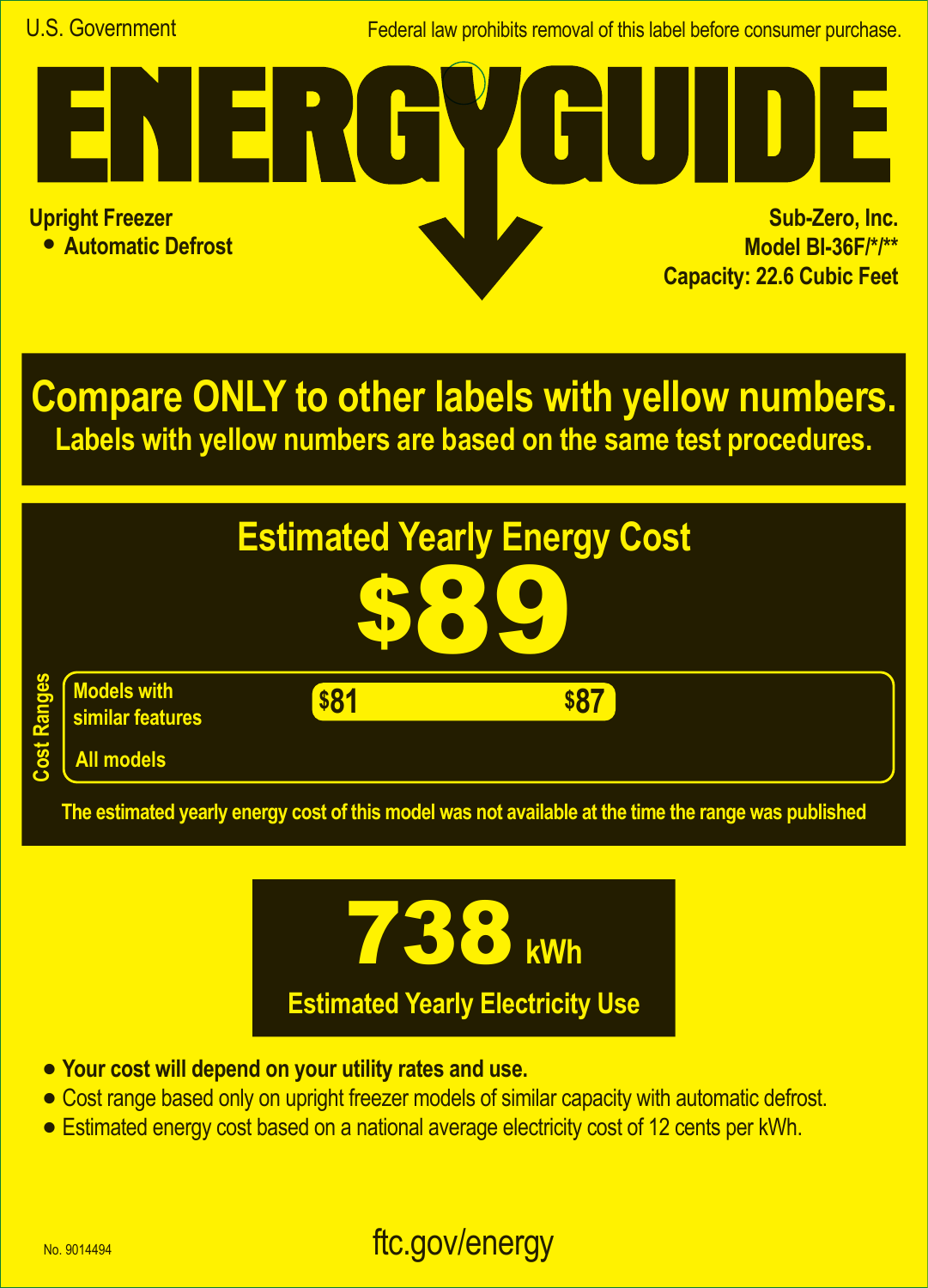U.S. Government

Federal law prohibits removal of this label before consumer purchase.

# ENERGYGUIDE

**Upright Freezer**
- **Automatic Defrost**

**Sub-Zero, Inc.**
**Model BI-36F/*/****
**Capacity: 22.6 Cubic Feet**

## Compare ONLY to other labels with yellow numbers.

**Labels with yellow numbers are based on the same test procedures.**

## Estimated Yearly Energy Cost

# $89

Cost Ranges

Models with similar features: $81 – $87

All models

The estimated yearly energy cost of this model was not available at the time the range was published

# 738 kWh

**Estimated Yearly Electricity Use**

- **Your cost will depend on your utility rates and use.**
- Cost range based only on upright freezer models of similar capacity with automatic defrost.
- Estimated energy cost based on a national average electricity cost of 12 cents per kWh.

No. 9014494

ftc.gov/energy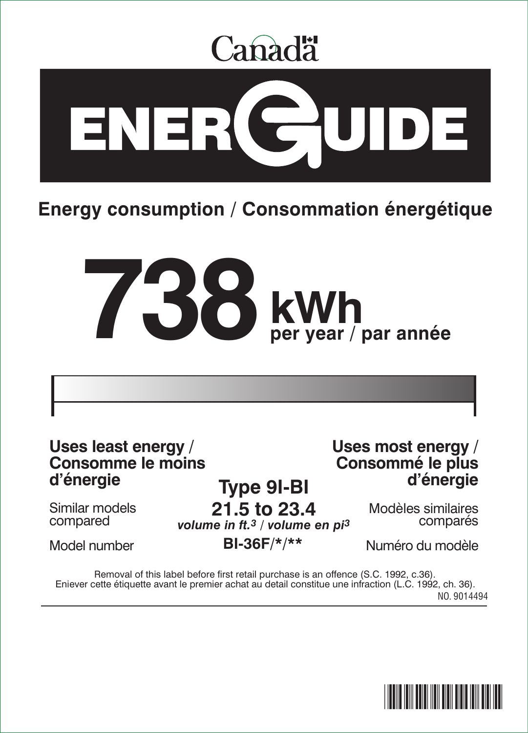Canada

# ENERGUIDE

## Energy consumption / Consommation énergétique

# 738 kWh

**per year / par année**

**Uses least energy / Consomme le moins d'énergie**

**Uses most energy / Consommé le plus d'énergie**

**Type 9I-BI**

Similar models compared

**21.5 to 23.4**

***volume in ft.$^3$ / volume en pi$^3$***

Modèles similaires comparés

Model number

**BI-36F/*/****

Numéro du modèle

Removal of this label before first retail purchase is an offence (S.C. 1992, c.36).
Eniever cette étiquette avant le premier achat au detail constitue une infraction (L.C. 1992, ch. 36).

NO. 9014494